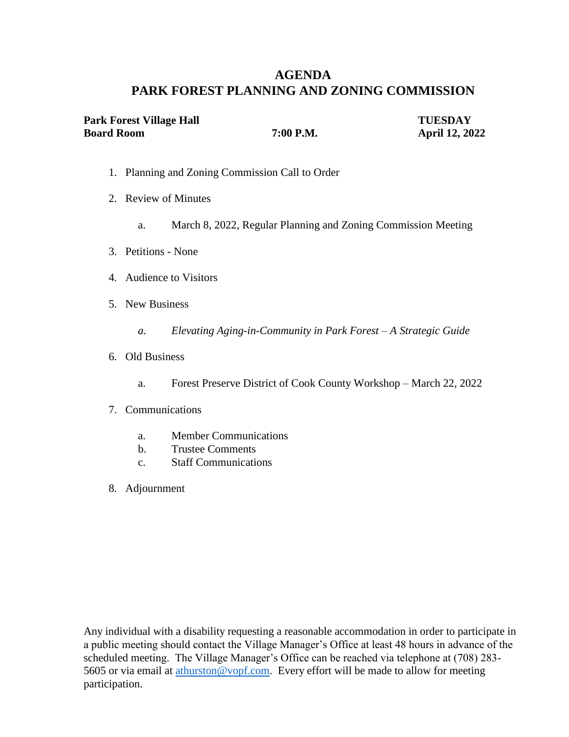# AGENDA
# PARK FOREST PLANNING AND ZONING COMMISSION

**Park Forest Village Hall** **TUESDAY**
**Board Room** **7:00 P.M.** **April 12, 2022**

1. Planning and Zoning Commission Call to Order

2. Review of Minutes

   a. March 8, 2022, Regular Planning and Zoning Commission Meeting

3. Petitions - None

4. Audience to Visitors

5. New Business

   *a. Elevating Aging-in-Community in Park Forest – A Strategic Guide*

6. Old Business

   a. Forest Preserve District of Cook County Workshop – March 22, 2022

7. Communications

   a. Member Communications
   b. Trustee Comments
   c. Staff Communications

8. Adjournment

Any individual with a disability requesting a reasonable accommodation in order to participate in a public meeting should contact the Village Manager's Office at least 48 hours in advance of the scheduled meeting. The Village Manager's Office can be reached via telephone at (708) 283-5605 or via email at athurston@vopf.com. Every effort will be made to allow for meeting participation.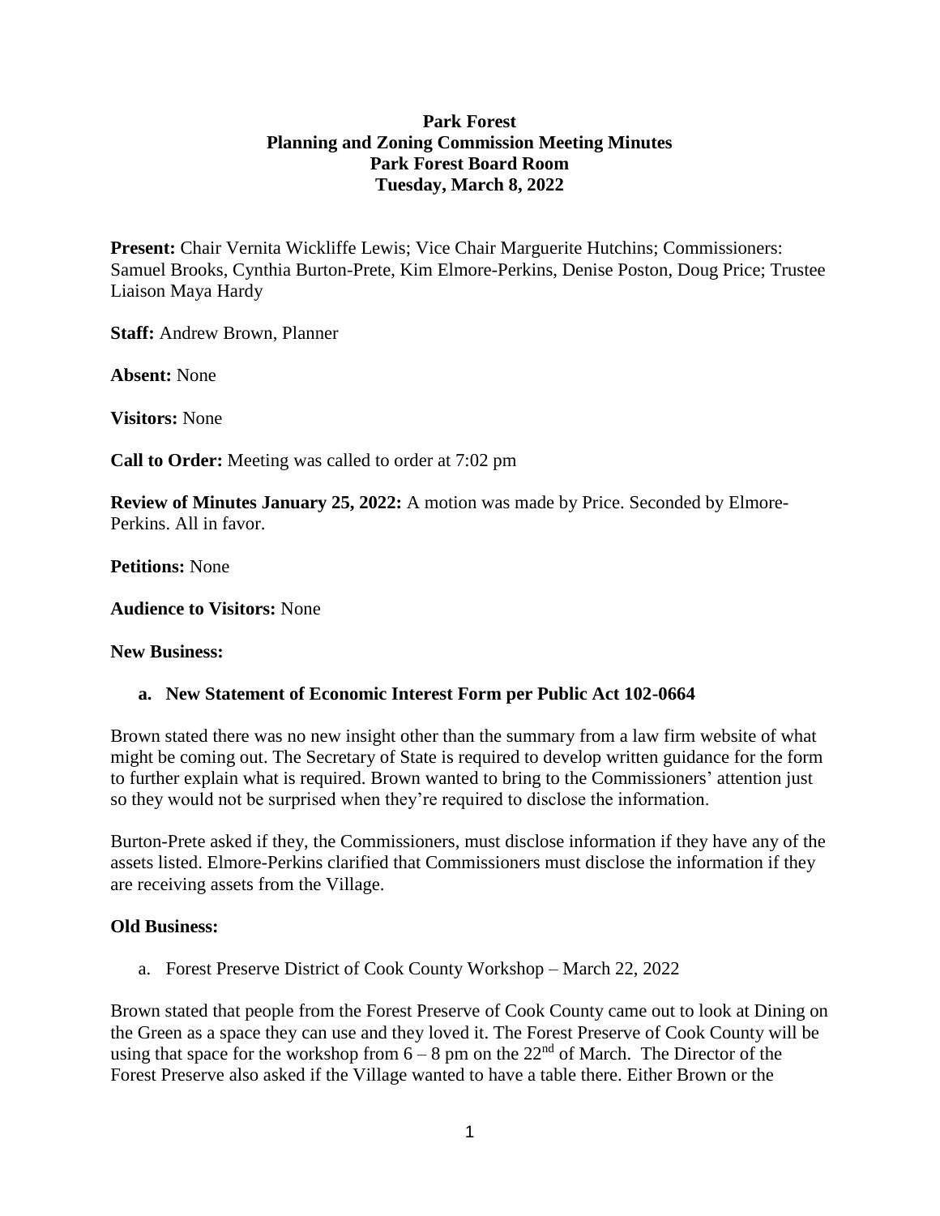**Park Forest**
**Planning and Zoning Commission Meeting Minutes**
**Park Forest Board Room**
**Tuesday, March 8, 2022**

**Present:** Chair Vernita Wickliffe Lewis; Vice Chair Marguerite Hutchins; Commissioners: Samuel Brooks, Cynthia Burton-Prete, Kim Elmore-Perkins, Denise Poston, Doug Price; Trustee Liaison Maya Hardy

**Staff:** Andrew Brown, Planner

**Absent:** None

**Visitors:** None

**Call to Order:** Meeting was called to order at 7:02 pm

**Review of Minutes January 25, 2022:** A motion was made by Price. Seconded by Elmore-Perkins. All in favor.

**Petitions:** None

**Audience to Visitors:** None

**New Business:**

**a. New Statement of Economic Interest Form per Public Act 102-0664**

Brown stated there was no new insight other than the summary from a law firm website of what might be coming out. The Secretary of State is required to develop written guidance for the form to further explain what is required. Brown wanted to bring to the Commissioners' attention just so they would not be surprised when they're required to disclose the information.

Burton-Prete asked if they, the Commissioners, must disclose information if they have any of the assets listed. Elmore-Perkins clarified that Commissioners must disclose the information if they are receiving assets from the Village.

**Old Business:**

a. Forest Preserve District of Cook County Workshop – March 22, 2022

Brown stated that people from the Forest Preserve of Cook County came out to look at Dining on the Green as a space they can use and they loved it. The Forest Preserve of Cook County will be using that space for the workshop from 6 – 8 pm on the 22nd of March. The Director of the Forest Preserve also asked if the Village wanted to have a table there. Either Brown or the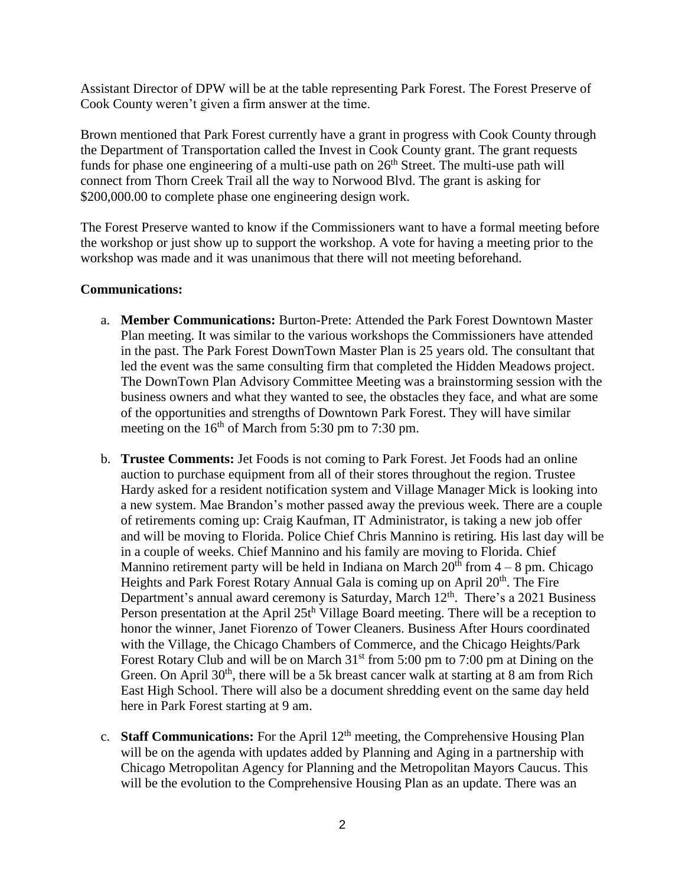Assistant Director of DPW will be at the table representing Park Forest. The Forest Preserve of Cook County weren't given a firm answer at the time.

Brown mentioned that Park Forest currently have a grant in progress with Cook County through the Department of Transportation called the Invest in Cook County grant. The grant requests funds for phase one engineering of a multi-use path on 26th Street. The multi-use path will connect from Thorn Creek Trail all the way to Norwood Blvd. The grant is asking for $200,000.00 to complete phase one engineering design work.

The Forest Preserve wanted to know if the Commissioners want to have a formal meeting before the workshop or just show up to support the workshop. A vote for having a meeting prior to the workshop was made and it was unanimous that there will not meeting beforehand.

**Communications:**

a. **Member Communications:** Burton-Prete: Attended the Park Forest Downtown Master Plan meeting. It was similar to the various workshops the Commissioners have attended in the past. The Park Forest DownTown Master Plan is 25 years old. The consultant that led the event was the same consulting firm that completed the Hidden Meadows project. The DownTown Plan Advisory Committee Meeting was a brainstorming session with the business owners and what they wanted to see, the obstacles they face, and what are some of the opportunities and strengths of Downtown Park Forest. They will have similar meeting on the 16th of March from 5:30 pm to 7:30 pm.

b. **Trustee Comments:** Jet Foods is not coming to Park Forest. Jet Foods had an online auction to purchase equipment from all of their stores throughout the region. Trustee Hardy asked for a resident notification system and Village Manager Mick is looking into a new system. Mae Brandon's mother passed away the previous week. There are a couple of retirements coming up: Craig Kaufman, IT Administrator, is taking a new job offer and will be moving to Florida. Police Chief Chris Mannino is retiring. His last day will be in a couple of weeks. Chief Mannino and his family are moving to Florida. Chief Mannino retirement party will be held in Indiana on March 20th from 4 – 8 pm. Chicago Heights and Park Forest Rotary Annual Gala is coming up on April 20th. The Fire Department's annual award ceremony is Saturday, March 12th. There's a 2021 Business Person presentation at the April 25th Village Board meeting. There will be a reception to honor the winner, Janet Fiorenzo of Tower Cleaners. Business After Hours coordinated with the Village, the Chicago Chambers of Commerce, and the Chicago Heights/Park Forest Rotary Club and will be on March 31st from 5:00 pm to 7:00 pm at Dining on the Green. On April 30th, there will be a 5k breast cancer walk at starting at 8 am from Rich East High School. There will also be a document shredding event on the same day held here in Park Forest starting at 9 am.

c. **Staff Communications:** For the April 12th meeting, the Comprehensive Housing Plan will be on the agenda with updates added by Planning and Aging in a partnership with Chicago Metropolitan Agency for Planning and the Metropolitan Mayors Caucus. This will be the evolution to the Comprehensive Housing Plan as an update. There was an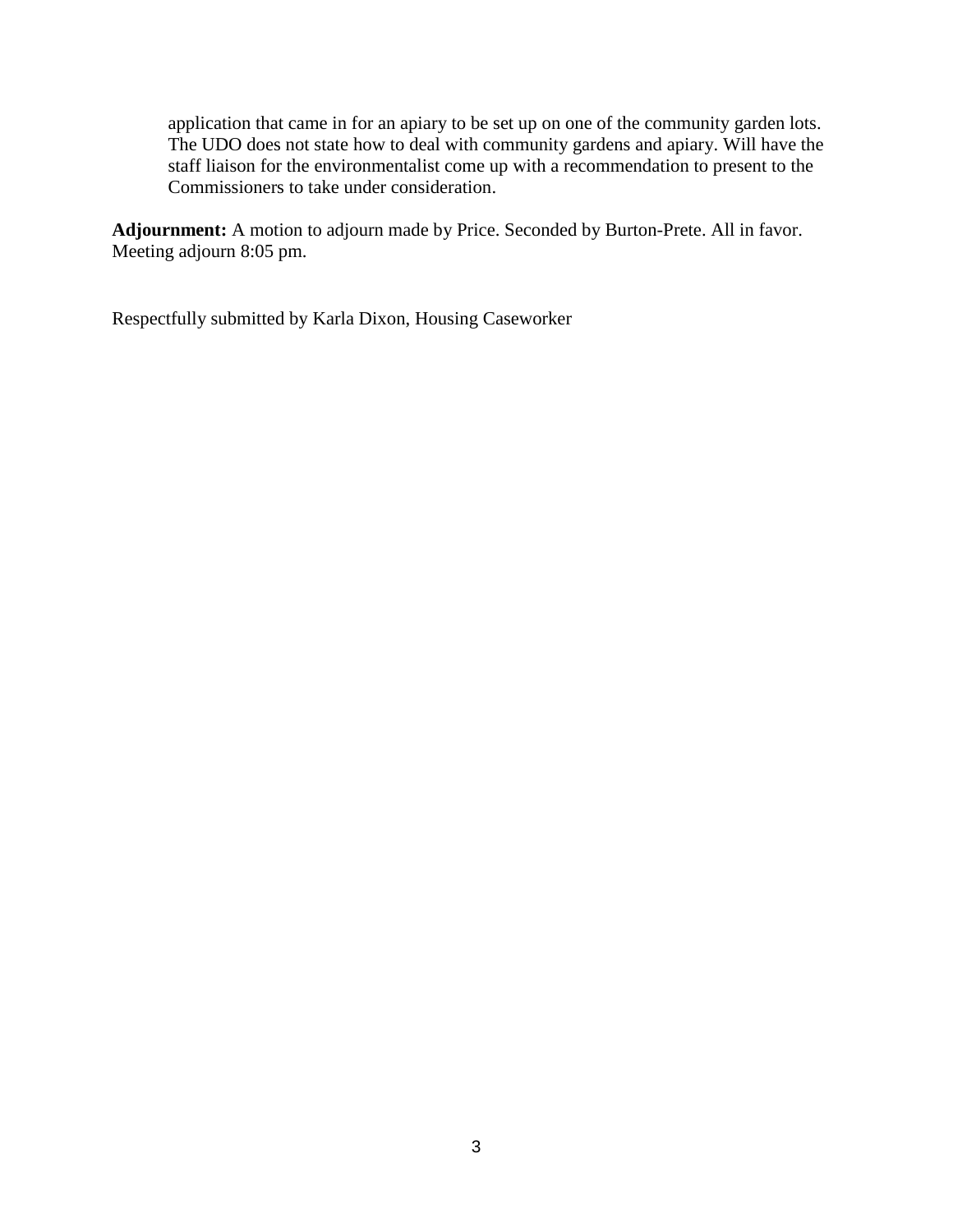application that came in for an apiary to be set up on one of the community garden lots. The UDO does not state how to deal with community gardens and apiary. Will have the staff liaison for the environmentalist come up with a recommendation to present to the Commissioners to take under consideration.

**Adjournment:** A motion to adjourn made by Price. Seconded by Burton-Prete. All in favor. Meeting adjourn 8:05 pm.

Respectfully submitted by Karla Dixon, Housing Caseworker